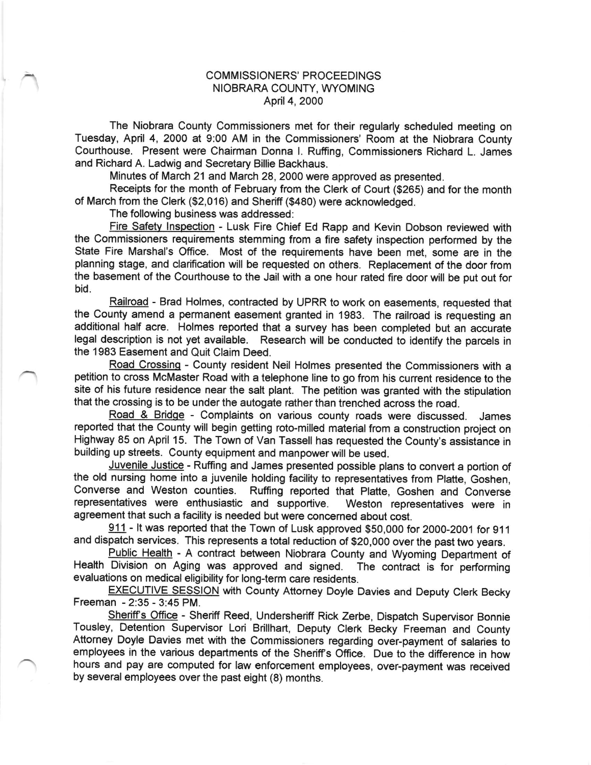# COMMISSIONERS' PROCEEDINGS
# NIOBRARA COUNTY, WYOMING
# April 4, 2000

The Niobrara County Commissioners met for their regularly scheduled meeting on Tuesday, April 4, 2000 at 9:00 AM in the Commissioners' Room at the Niobrara County Courthouse. Present were Chairman Donna I. Ruffing, Commissioners Richard L. James and Richard A. Ladwig and Secretary Billie Backhaus.

Minutes of March 21 and March 28, 2000 were approved as presented.

Receipts for the month of February from the Clerk of Court ($265) and for the month of March from the Clerk ($2,016) and Sheriff ($480) were acknowledged.

The following business was addressed:

Fire Safety Inspection - Lusk Fire Chief Ed Rapp and Kevin Dobson reviewed with the Commissioners requirements stemming from a fire safety inspection performed by the State Fire Marshal's Office. Most of the requirements have been met, some are in the planning stage, and clarification will be requested on others. Replacement of the door from the basement of the Courthouse to the Jail with a one hour rated fire door will be put out for bid.

Railroad - Brad Holmes, contracted by UPRR to work on easements, requested that the County amend a permanent easement granted in 1983. The railroad is requesting an additional half acre. Holmes reported that a survey has been completed but an accurate legal description is not yet available. Research will be conducted to identify the parcels in the 1983 Easement and Quit Claim Deed.

Road Crossing - County resident Neil Holmes presented the Commissioners with a petition to cross McMaster Road with a telephone line to go from his current residence to the site of his future residence near the salt plant. The petition was granted with the stipulation that the crossing is to be under the autogate rather than trenched across the road.

Road & Bridge - Complaints on various county roads were discussed. James reported that the County will begin getting roto-milled material from a construction project on Highway 85 on April 15. The Town of Van Tassell has requested the County's assistance in building up streets. County equipment and manpower will be used.

Juvenile Justice - Ruffing and James presented possible plans to convert a portion of the old nursing home into a juvenile holding facility to representatives from Platte, Goshen, Converse and Weston counties. Ruffing reported that Platte, Goshen and Converse representatives were enthusiastic and supportive. Weston representatives were in agreement that such a facility is needed but were concerned about cost.

911 - It was reported that the Town of Lusk approved $50,000 for 2000-2001 for 911 and dispatch services. This represents a total reduction of $20,000 over the past two years.

Public Health - A contract between Niobrara County and Wyoming Department of Health Division on Aging was approved and signed. The contract is for performing evaluations on medical eligibility for long-term care residents.

EXECUTIVE SESSION with County Attorney Doyle Davies and Deputy Clerk Becky Freeman - 2:35 - 3:45 PM.

Sheriff's Office - Sheriff Reed, Undersheriff Rick Zerbe, Dispatch Supervisor Bonnie Tousley, Detention Supervisor Lori Brillhart, Deputy Clerk Becky Freeman and County Attorney Doyle Davies met with the Commissioners regarding over-payment of salaries to employees in the various departments of the Sheriff's Office. Due to the difference in how hours and pay are computed for law enforcement employees, over-payment was received by several employees over the past eight (8) months.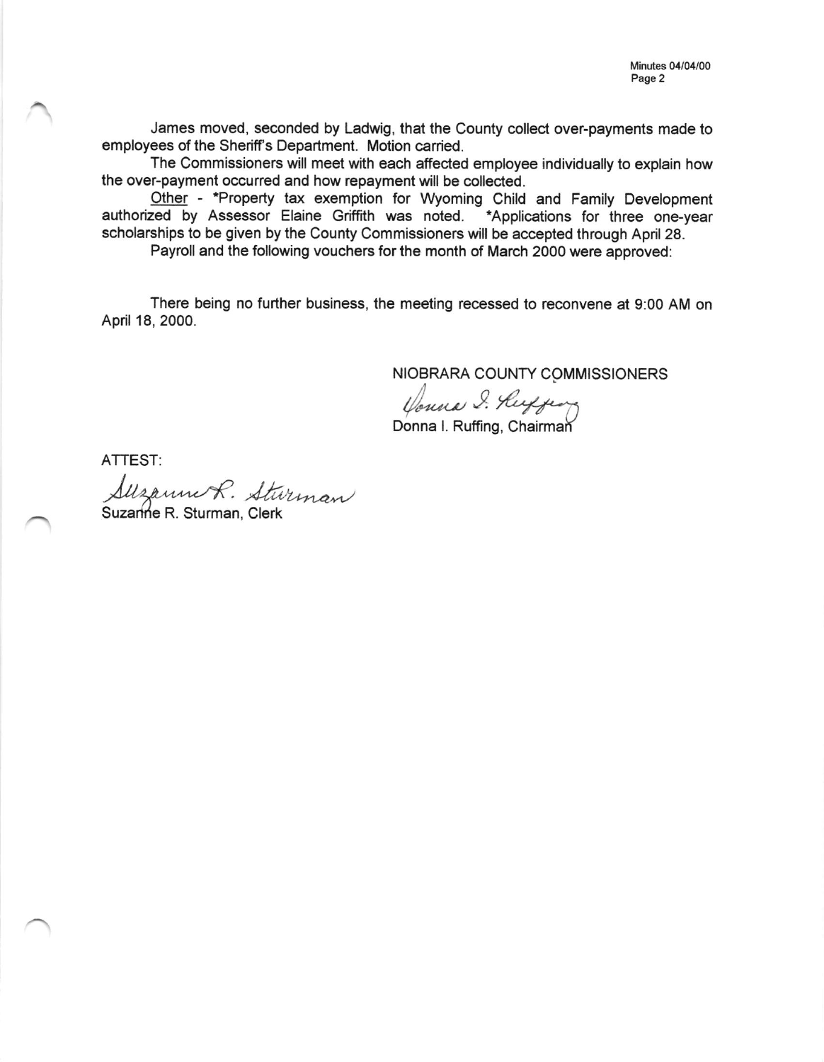James moved, seconded by Ladwig, that the County collect over-payments made to employees of the Sheriff's Department. Motion carried.

The Commissioners will meet with each affected employee individually to explain how the over-payment occurred and how repayment will be collected.

Other - *Property tax exemption for Wyoming Child and Family Development authorized by Assessor Elaine Griffith was noted. *Applications for three one-year scholarships to be given by the County Commissioners will be accepted through April 28.

Payroll and the following vouchers for the month of March 2000 were approved:

There being no further business, the meeting recessed to reconvene at 9:00 AM on April 18, 2000.

NIOBRARA COUNTY COMMISSIONERS

Donna I. Ruffing

Donna I. Ruffing, Chairman

ATTEST:

Suzanne R. Sturman

Suzanne R. Sturman, Clerk